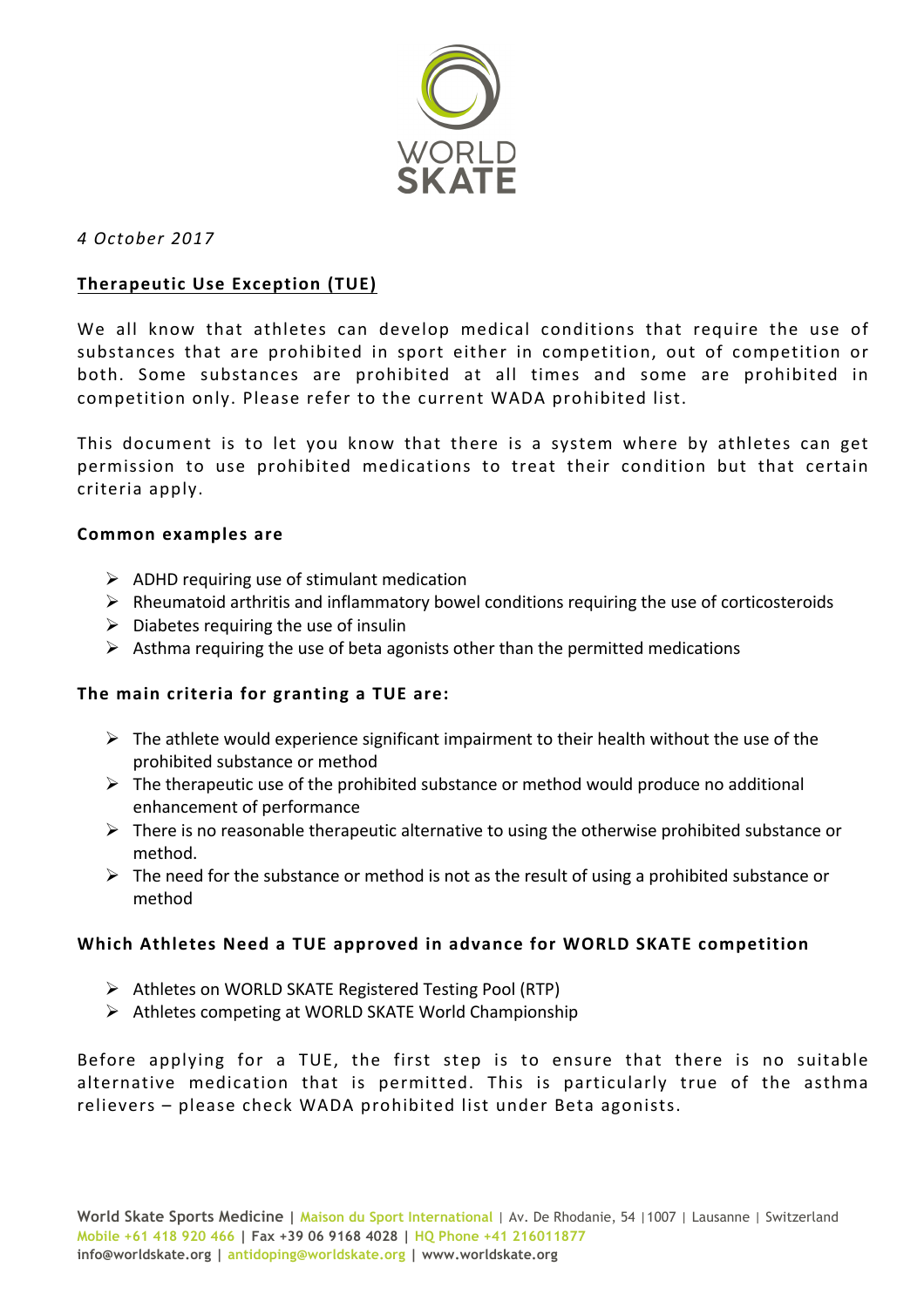WORLD SKATE

*4 October 2017*

## Therapeutic Use Exception (TUE)

We all know that athletes can develop medical conditions that require the use of substances that are prohibited in sport either in competition, out of competition or both. Some substances are prohibited at all times and some are prohibited in competition only. Please refer to the current WADA prohibited list.

This document is to let you know that there is a system where by athletes can get permission to use prohibited medications to treat their condition but that certain criteria apply.

### Common examples are

- ADHD requiring use of stimulant medication
- Rheumatoid arthritis and inflammatory bowel conditions requiring the use of corticosteroids
- Diabetes requiring the use of insulin
- Asthma requiring the use of beta agonists other than the permitted medications

### The main criteria for granting a TUE are:

- The athlete would experience significant impairment to their health without the use of the prohibited substance or method
- The therapeutic use of the prohibited substance or method would produce no additional enhancement of performance
- There is no reasonable therapeutic alternative to using the otherwise prohibited substance or method.
- The need for the substance or method is not as the result of using a prohibited substance or method

### Which Athletes Need a TUE approved in advance for WORLD SKATE competition

- Athletes on WORLD SKATE Registered Testing Pool (RTP)
- Athletes competing at WORLD SKATE World Championship

Before applying for a TUE, the first step is to ensure that there is no suitable alternative medication that is permitted. This is particularly true of the asthma relievers – please check WADA prohibited list under Beta agonists.

**World Skate Sports Medicine** | Maison du Sport International | Av. De Rhodanie, 54 |1007 | Lausanne | Switzerland
Mobile +61 418 920 466 | Fax +39 06 9168 4028 | HQ Phone +41 216011877
info@worldskate.org | antidoping@worldskate.org | www.worldskate.org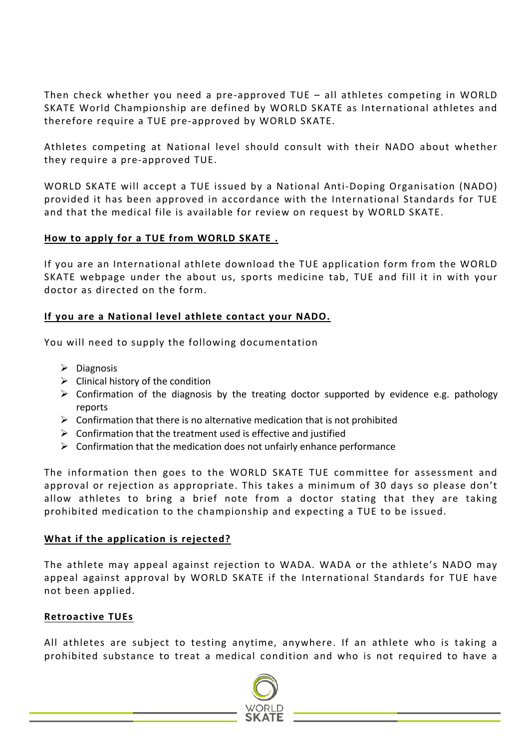Then check whether you need a pre-approved TUE – all athletes competing in WORLD SKATE World Championship are defined by WORLD SKATE as International athletes and therefore require a TUE pre-approved by WORLD SKATE.

Athletes competing at National level should consult with their NADO about whether they require a pre-approved TUE.

WORLD SKATE will accept a TUE issued by a National Anti-Doping Organisation (NADO) provided it has been approved in accordance with the International Standards for TUE and that the medical file is available for review on request by WORLD SKATE.

**How to apply for a TUE from WORLD SKATE .**

If you are an International athlete download the TUE application form from the WORLD SKATE webpage under the about us, sports medicine tab, TUE and fill it in with your doctor as directed on the form.

**If you are a National level athlete contact your NADO.**

You will need to supply the following documentation

- Diagnosis
- Clinical history of the condition
- Confirmation of the diagnosis by the treating doctor supported by evidence e.g. pathology reports
- Confirmation that there is no alternative medication that is not prohibited
- Confirmation that the treatment used is effective and justified
- Confirmation that the medication does not unfairly enhance performance

The information then goes to the WORLD SKATE TUE committee for assessment and approval or rejection as appropriate. This takes a minimum of 30 days so please don't allow athletes to bring a brief note from a doctor stating that they are taking prohibited medication to the championship and expecting a TUE to be issued.

**What if the application is rejected?**

The athlete may appeal against rejection to WADA. WADA or the athlete's NADO may appeal against approval by WORLD SKATE if the International Standards for TUE have not been applied.

**Retroactive TUEs**

All athletes are subject to testing anytime, anywhere. If an athlete who is taking a prohibited substance to treat a medical condition and who is not required to have a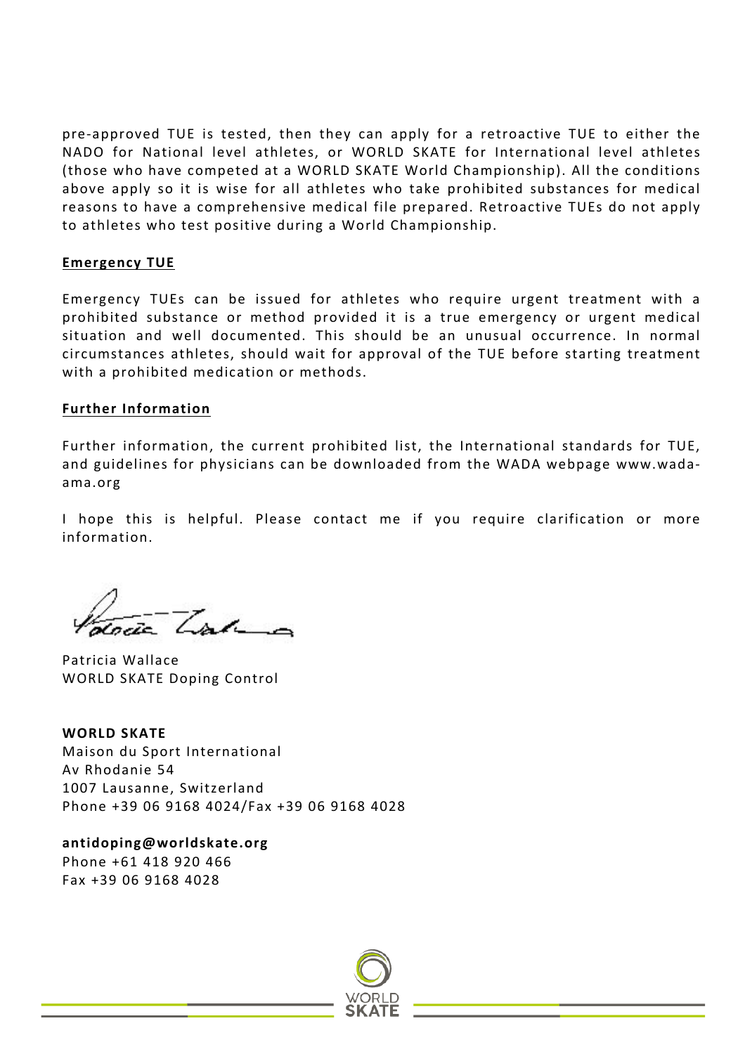pre-approved TUE is tested, then they can apply for a retroactive TUE to either the NADO for National level athletes, or WORLD SKATE for International level athletes (those who have competed at a WORLD SKATE World Championship). All the conditions above apply so it is wise for all athletes who take prohibited substances for medical reasons to have a comprehensive medical file prepared. Retroactive TUEs do not apply to athletes who test positive during a World Championship.

## Emergency TUE

Emergency TUEs can be issued for athletes who require urgent treatment with a prohibited substance or method provided it is a true emergency or urgent medical situation and well documented. This should be an unusual occurrence. In normal circumstances athletes, should wait for approval of the TUE before starting treatment with a prohibited medication or methods.

## Further Information

Further information, the current prohibited list, the International standards for TUE, and guidelines for physicians can be downloaded from the WADA webpage www.wada-ama.org

I hope this is helpful. Please contact me if you require clarification or more information.

Patricia Wallace
WORLD SKATE Doping Control

**WORLD SKATE**
Maison du Sport International
Av Rhodanie 54
1007 Lausanne, Switzerland
Phone +39 06 9168 4024/Fax +39 06 9168 4028

**antidoping@worldskate.org**
Phone +61 418 920 466
Fax +39 06 9168 4028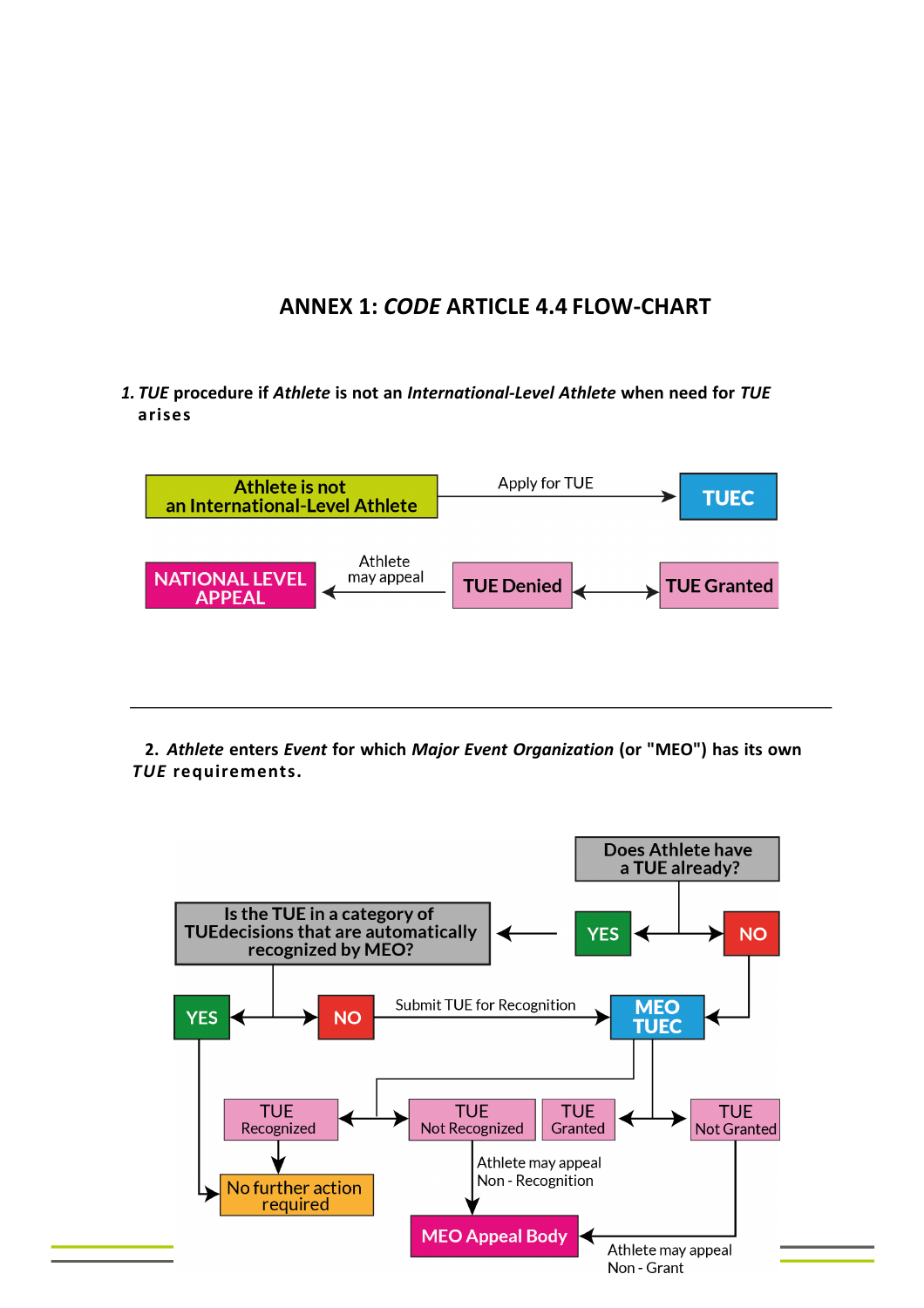# ANNEX 1: *CODE* ARTICLE 4.4 FLOW-CHART

**1.** ***TUE*** **procedure if** ***Athlete*** **is not an** ***International-Level Athlete*** **when need for** ***TUE*** **arises**

Athlete is not an International-Level Athlete

Apply for TUE

TUEC

NATIONAL LEVEL APPEAL

Athlete may appeal

TUE Denied

TUE Granted

---

**2.** ***Athlete*** **enters** ***Event*** **for which** ***Major Event Organization*** **(or "MEO") has its own** ***TUE*** **requirements.**

Does Athlete have a TUE already?

YES

NO

Is the TUE in a category of TUEdecisions that are automatically recognized by MEO?

YES

NO

Submit TUE for Recognition

MEO TUEC

TUE Recognized

TUE Not Recognized

TUE Granted

TUE Not Granted

Athlete may appeal Non - Recognition

No further action required

MEO Appeal Body

Athlete may appeal Non - Grant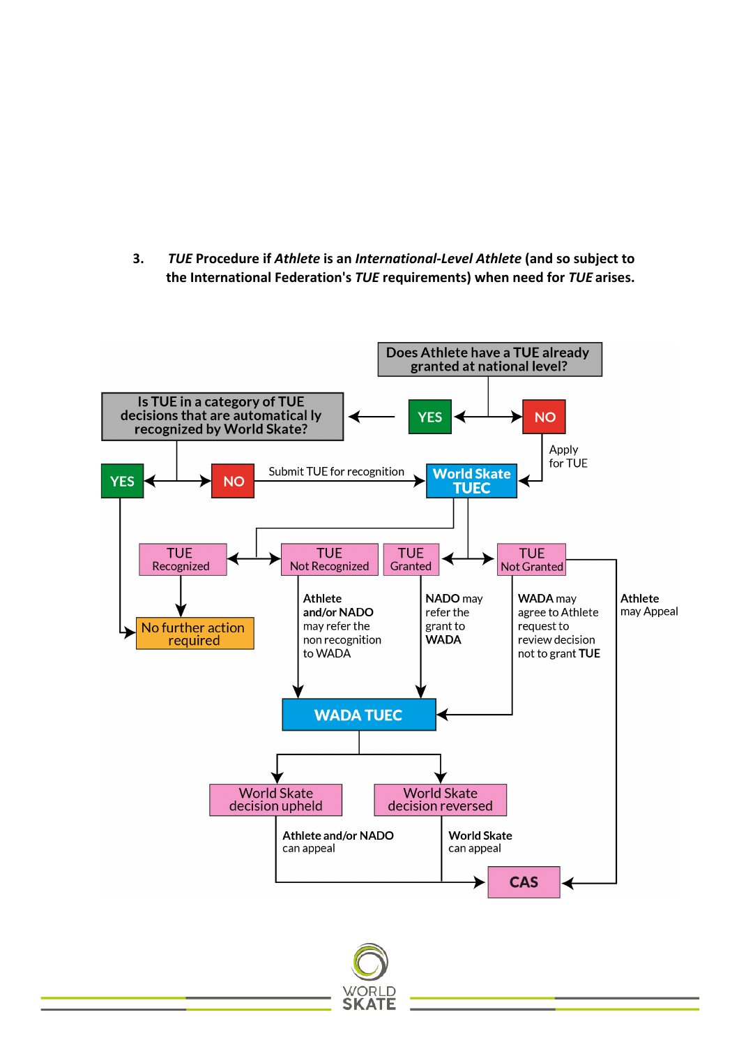3. ***TUE* Procedure if *Athlete* is an *International-Level Athlete* (and so subject to the International Federation's *TUE* requirements) when need for *TUE* arises.**

Does Athlete have a TUE already granted at national level?

YES

NO

Apply for TUE

Is TUE in a category of TUE decisions that are automatical ly recognized by World Skate?

YES

NO

Submit TUE for recognition

World Skate TUEC

TUE Recognized

TUE Not Recognized

TUE Granted

TUE Not Granted

No further action required

**Athlete and/or NADO** may refer the non recognition to WADA

**NADO** may refer the grant to **WADA**

**WADA** may agree to Athlete request to review decision not to grant **TUE**

**Athlete** may Appeal

WADA TUEC

World Skate decision upheld

World Skate decision reversed

**Athlete and/or NADO** can appeal

**World Skate** can appeal

CAS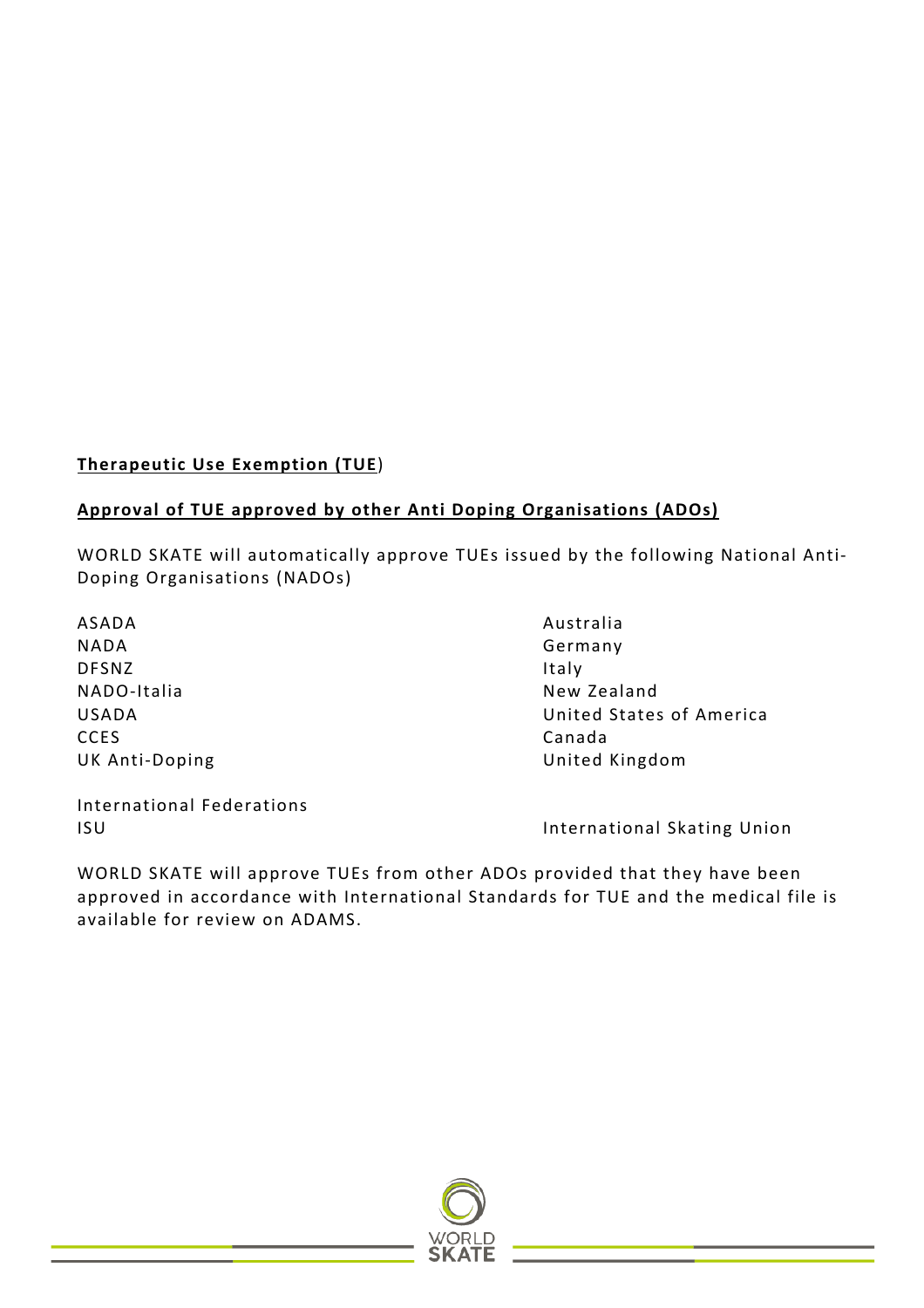**<u>Therapeutic Use Exemption (TUE</u>)**

**<u>Approval of TUE approved by other Anti Doping Organisations (ADOs)</u>**

WORLD SKATE will automatically approve TUEs issued by the following National Anti-Doping Organisations (NADOs)

| | |
|---|---|
| ASADA | Australia |
| NADA | Germany |
| DFSNZ | Italy |
| NADO-Italia | New Zealand |
| USADA | United States of America |
| CCES | Canada |
| UK Anti-Doping | United Kingdom |

International Federations

| | |
|---|---|
| ISU | International Skating Union |

WORLD SKATE will approve TUEs from other ADOs provided that they have been approved in accordance with International Standards for TUE and the medical file is available for review on ADAMS.